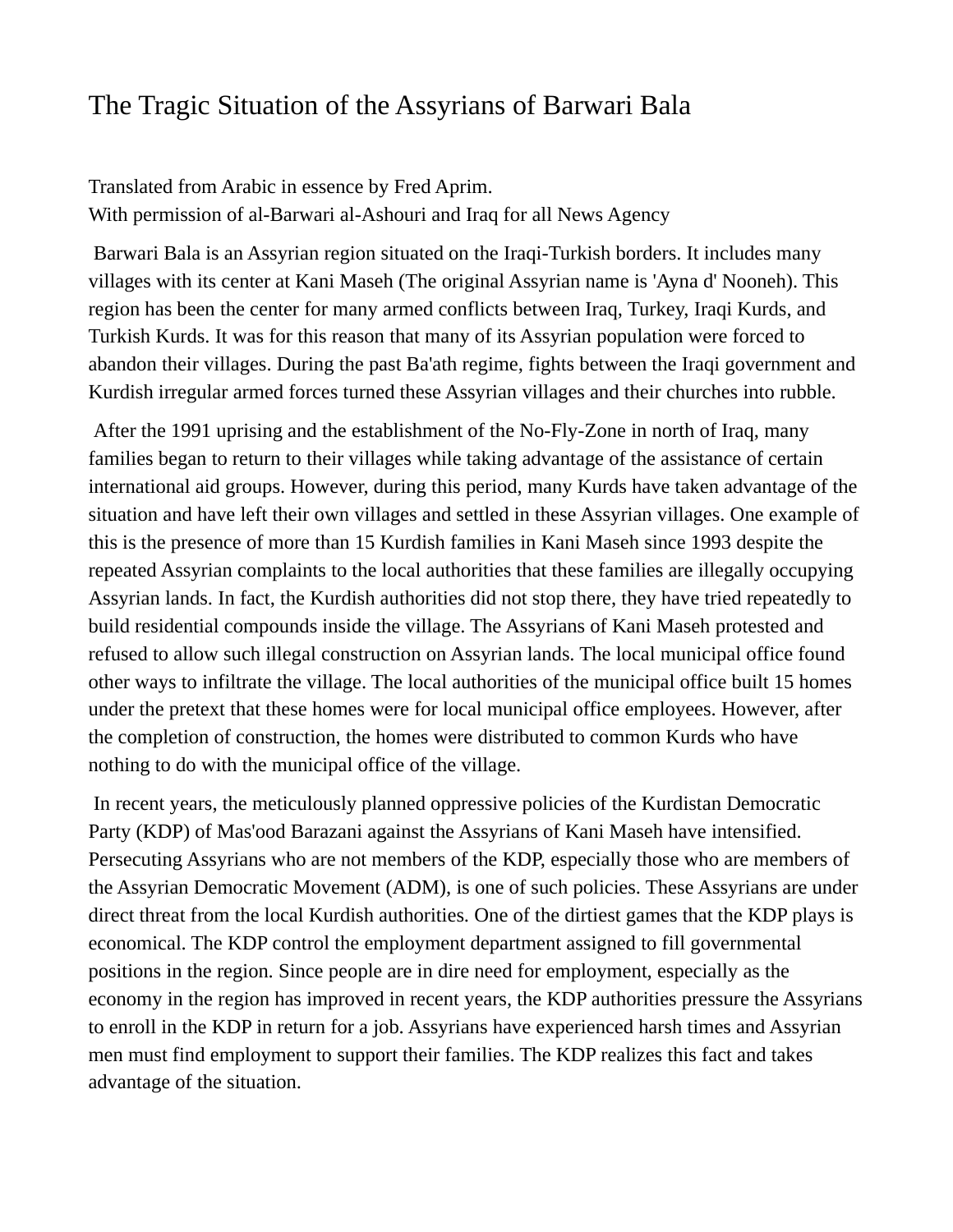# The Tragic Situation of the Assyrians of Barwari Bala

Translated from Arabic in essence by Fred Aprim.
With permission of al-Barwari al-Ashouri and Iraq for all News Agency

Barwari Bala is an Assyrian region situated on the Iraqi-Turkish borders. It includes many villages with its center at Kani Maseh (The original Assyrian name is 'Ayna d' Nooneh). This region has been the center for many armed conflicts between Iraq, Turkey, Iraqi Kurds, and Turkish Kurds. It was for this reason that many of its Assyrian population were forced to abandon their villages. During the past Ba'ath regime, fights between the Iraqi government and Kurdish irregular armed forces turned these Assyrian villages and their churches into rubble.

After the 1991 uprising and the establishment of the No-Fly-Zone in north of Iraq, many families began to return to their villages while taking advantage of the assistance of certain international aid groups. However, during this period, many Kurds have taken advantage of the situation and have left their own villages and settled in these Assyrian villages. One example of this is the presence of more than 15 Kurdish families in Kani Maseh since 1993 despite the repeated Assyrian complaints to the local authorities that these families are illegally occupying Assyrian lands. In fact, the Kurdish authorities did not stop there, they have tried repeatedly to build residential compounds inside the village. The Assyrians of Kani Maseh protested and refused to allow such illegal construction on Assyrian lands. The local municipal office found other ways to infiltrate the village. The local authorities of the municipal office built 15 homes under the pretext that these homes were for local municipal office employees. However, after the completion of construction, the homes were distributed to common Kurds who have nothing to do with the municipal office of the village.

In recent years, the meticulously planned oppressive policies of the Kurdistan Democratic Party (KDP) of Mas'ood Barazani against the Assyrians of Kani Maseh have intensified. Persecuting Assyrians who are not members of the KDP, especially those who are members of the Assyrian Democratic Movement (ADM), is one of such policies. These Assyrians are under direct threat from the local Kurdish authorities. One of the dirtiest games that the KDP plays is economical. The KDP control the employment department assigned to fill governmental positions in the region. Since people are in dire need for employment, especially as the economy in the region has improved in recent years, the KDP authorities pressure the Assyrians to enroll in the KDP in return for a job. Assyrians have experienced harsh times and Assyrian men must find employment to support their families. The KDP realizes this fact and takes advantage of the situation.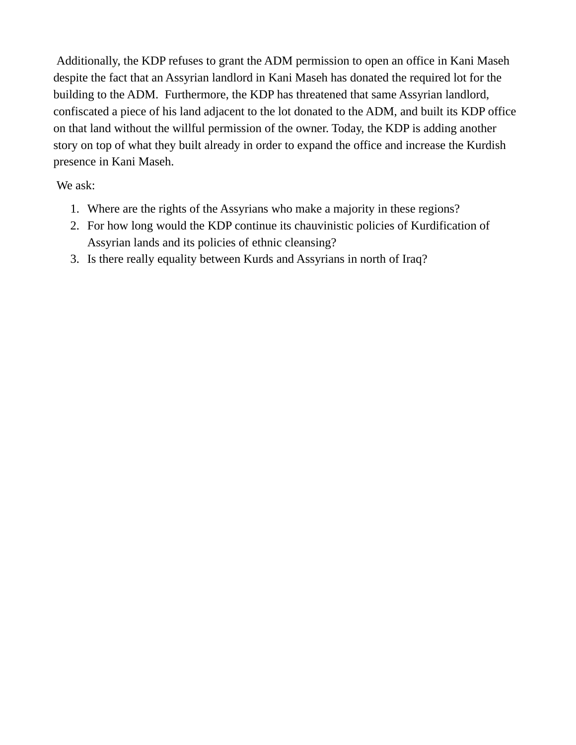Additionally, the KDP refuses to grant the ADM permission to open an office in Kani Maseh despite the fact that an Assyrian landlord in Kani Maseh has donated the required lot for the building to the ADM. Furthermore, the KDP has threatened that same Assyrian landlord, confiscated a piece of his land adjacent to the lot donated to the ADM, and built its KDP office on that land without the willful permission of the owner. Today, the KDP is adding another story on top of what they built already in order to expand the office and increase the Kurdish presence in Kani Maseh.

We ask:

1. Where are the rights of the Assyrians who make a majority in these regions?
2. For how long would the KDP continue its chauvinistic policies of Kurdification of Assyrian lands and its policies of ethnic cleansing?
3. Is there really equality between Kurds and Assyrians in north of Iraq?